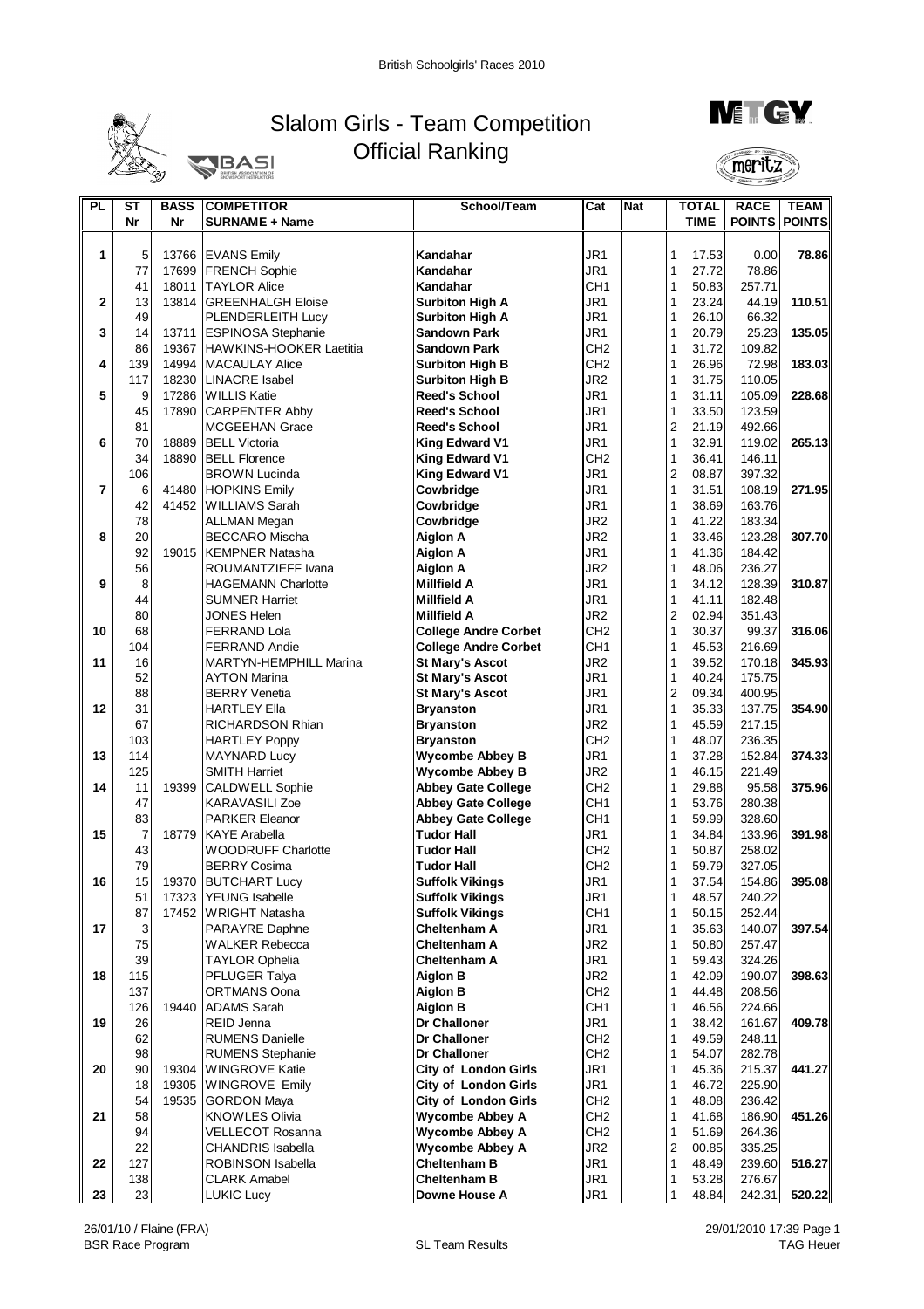British Schoolgirls' Races 2010

# Slalom Girls - Team Competition
## Official Ranking

| PL | ST Nr | BASS Nr | COMPETITOR SURNAME + Name | School/Team | Cat | Nat | | TOTAL TIME | RACE POINTS | TEAM POINTS |
|---|---|---|---|---|---|---|---|---|---|---|
| 1 | 5 | 13766 | EVANS Emily | Kandahar | JR1 | | 1 | 17.53 | 0.00 | 78.86 |
| | 77 | 17699 | FRENCH Sophie | Kandahar | JR1 | | 1 | 27.72 | 78.86 | |
| | 41 | 18011 | TAYLOR Alice | Kandahar | CH1 | | 1 | 50.83 | 257.71 | |
| 2 | 13 | 13814 | GREENHALGH Eloise | Surbiton High A | JR1 | | 1 | 23.24 | 44.19 | 110.51 |
| | 49 | | PLENDERLEITH Lucy | Surbiton High A | JR1 | | 1 | 26.10 | 66.32 | |
| 3 | 14 | 13711 | ESPINOSA Stephanie | Sandown Park | JR1 | | 1 | 20.79 | 25.23 | 135.05 |
| | 86 | 19367 | HAWKINS-HOOKER Laetitia | Sandown Park | CH2 | | 1 | 31.72 | 109.82 | |
| 4 | 139 | 14994 | MACAULAY Alice | Surbiton High B | CH2 | | 1 | 26.96 | 72.98 | 183.03 |
| | 117 | 18230 | LINACRE Isabel | Surbiton High B | JR2 | | 1 | 31.75 | 110.05 | |
| 5 | 9 | 17286 | WILLIS Katie | Reed's School | JR1 | | 1 | 31.11 | 105.09 | 228.68 |
| | 45 | 17890 | CARPENTER Abby | Reed's School | JR1 | | 1 | 33.50 | 123.59 | |
| | 81 | | MCGEEHAN Grace | Reed's School | JR1 | | 2 | 21.19 | 492.66 | |
| 6 | 70 | 18889 | BELL Victoria | King Edward V1 | JR1 | | 1 | 32.91 | 119.02 | 265.13 |
| | 34 | 18890 | BELL Florence | King Edward V1 | CH2 | | 1 | 36.41 | 146.11 | |
| | 106 | | BROWN Lucinda | King Edward V1 | JR1 | | 2 | 08.87 | 397.32 | |
| 7 | 6 | 41480 | HOPKINS Emily | Cowbridge | JR1 | | 1 | 31.51 | 108.19 | 271.95 |
| | 42 | 41452 | WILLIAMS Sarah | Cowbridge | JR1 | | 1 | 38.69 | 163.76 | |
| | 78 | | ALLMAN Megan | Cowbridge | JR2 | | 1 | 41.22 | 183.34 | |
| 8 | 20 | | BECCARO Mischa | Aiglon A | JR2 | | 1 | 33.46 | 123.28 | 307.70 |
| | 92 | 19015 | KEMPNER Natasha | Aiglon A | JR1 | | 1 | 41.36 | 184.42 | |
| | 56 | | ROUMANTZIEFF Ivana | Aiglon A | JR2 | | 1 | 48.06 | 236.27 | |
| 9 | 8 | | HAGEMANN Charlotte | Millfield A | JR1 | | 1 | 34.12 | 128.39 | 310.87 |
| | 44 | | SUMNER Harriet | Millfield A | JR1 | | 1 | 41.11 | 182.48 | |
| | 80 | | JONES Helen | Millfield A | JR2 | | 2 | 02.94 | 351.43 | |
| 10 | 68 | | FERRAND Lola | College Andre Corbet | CH2 | | 1 | 30.37 | 99.37 | 316.06 |
| | 104 | | FERRAND Andie | College Andre Corbet | CH1 | | 1 | 45.53 | 216.69 | |
| 11 | 16 | | MARTYN-HEMPHILL Marina | St Mary's Ascot | JR2 | | 1 | 39.52 | 170.18 | 345.93 |
| | 52 | | AYTON Marina | St Mary's Ascot | JR1 | | 1 | 40.24 | 175.75 | |
| | 88 | | BERRY Venetia | St Mary's Ascot | JR1 | | 2 | 09.34 | 400.95 | |
| 12 | 31 | | HARTLEY Ella | Bryanston | JR1 | | 1 | 35.33 | 137.75 | 354.90 |
| | 67 | | RICHARDSON Rhian | Bryanston | JR2 | | 1 | 45.59 | 217.15 | |
| | 103 | | HARTLEY Poppy | Bryanston | CH2 | | 1 | 48.07 | 236.35 | |
| 13 | 114 | | MAYNARD Lucy | Wycombe Abbey B | JR1 | | 1 | 37.28 | 152.84 | 374.33 |
| | 125 | | SMITH Harriet | Wycombe Abbey B | JR2 | | 1 | 46.15 | 221.49 | |
| 14 | 11 | 19399 | CALDWELL Sophie | Abbey Gate College | CH2 | | 1 | 29.88 | 95.58 | 375.96 |
| | 47 | | KARAVASILI Zoe | Abbey Gate College | CH1 | | 1 | 53.76 | 280.38 | |
| | 83 | | PARKER Eleanor | Abbey Gate College | CH1 | | 1 | 59.99 | 328.60 | |
| 15 | 7 | 18779 | KAYE Arabella | Tudor Hall | JR1 | | 1 | 34.84 | 133.96 | 391.98 |
| | 43 | | WOODRUFF Charlotte | Tudor Hall | CH2 | | 1 | 50.87 | 258.02 | |
| | 79 | | BERRY Cosima | Tudor Hall | CH2 | | 1 | 59.79 | 327.05 | |
| 16 | 15 | 19370 | BUTCHART Lucy | Suffolk Vikings | JR1 | | 1 | 37.54 | 154.86 | 395.08 |
| | 51 | 17323 | YEUNG Isabelle | Suffolk Vikings | JR1 | | 1 | 48.57 | 240.22 | |
| | 87 | 17452 | WRIGHT Natasha | Suffolk Vikings | CH1 | | 1 | 50.15 | 252.44 | |
| 17 | 3 | | PARAYRE Daphne | Cheltenham A | JR1 | | 1 | 35.63 | 140.07 | 397.54 |
| | 75 | | WALKER Rebecca | Cheltenham A | JR2 | | 1 | 50.80 | 257.47 | |
| | 39 | | TAYLOR Ophelia | Cheltenham A | JR1 | | 1 | 59.43 | 324.26 | |
| 18 | 115 | | PFLUGER Talya | Aiglon B | JR2 | | 1 | 42.09 | 190.07 | 398.63 |
| | 137 | | ORTMANS Oona | Aiglon B | CH2 | | 1 | 44.48 | 208.56 | |
| | 126 | 19440 | ADAMS Sarah | Aiglon B | CH1 | | 1 | 46.56 | 224.66 | |
| 19 | 26 | | REID Jenna | Dr Challoner | JR1 | | 1 | 38.42 | 161.67 | 409.78 |
| | 62 | | RUMENS Danielle | Dr Challoner | CH2 | | 1 | 49.59 | 248.11 | |
| | 98 | | RUMENS Stephanie | Dr Challoner | CH2 | | 1 | 54.07 | 282.78 | |
| 20 | 90 | 19304 | WINGROVE Katie | City of London Girls | JR1 | | 1 | 45.36 | 215.37 | 441.27 |
| | 18 | 19305 | WINGROVE Emily | City of London Girls | JR1 | | 1 | 46.72 | 225.90 | |
| | 54 | 19535 | GORDON Maya | City of London Girls | CH2 | | 1 | 48.08 | 236.42 | |
| 21 | 58 | | KNOWLES Olivia | Wycombe Abbey A | CH2 | | 1 | 41.68 | 186.90 | 451.26 |
| | 94 | | VELLECOT Rosanna | Wycombe Abbey A | CH2 | | 1 | 51.69 | 264.36 | |
| | 22 | | CHANDRIS Isabella | Wycombe Abbey A | JR2 | | 2 | 00.85 | 335.25 | |
| 22 | 127 | | ROBINSON Isabella | Cheltenham B | JR1 | | 1 | 48.49 | 239.60 | 516.27 |
| | 138 | | CLARK Amabel | Cheltenham B | JR1 | | 1 | 53.28 | 276.67 | |
| 23 | 23 | | LUKIC Lucy | Downe House A | JR1 | | 1 | 48.84 | 242.31 | 520.22 |

26/01/10 / Flaine (FRA) — BSR Race Program — SL Team Results — 29/01/2010 17:39 — TAG Heuer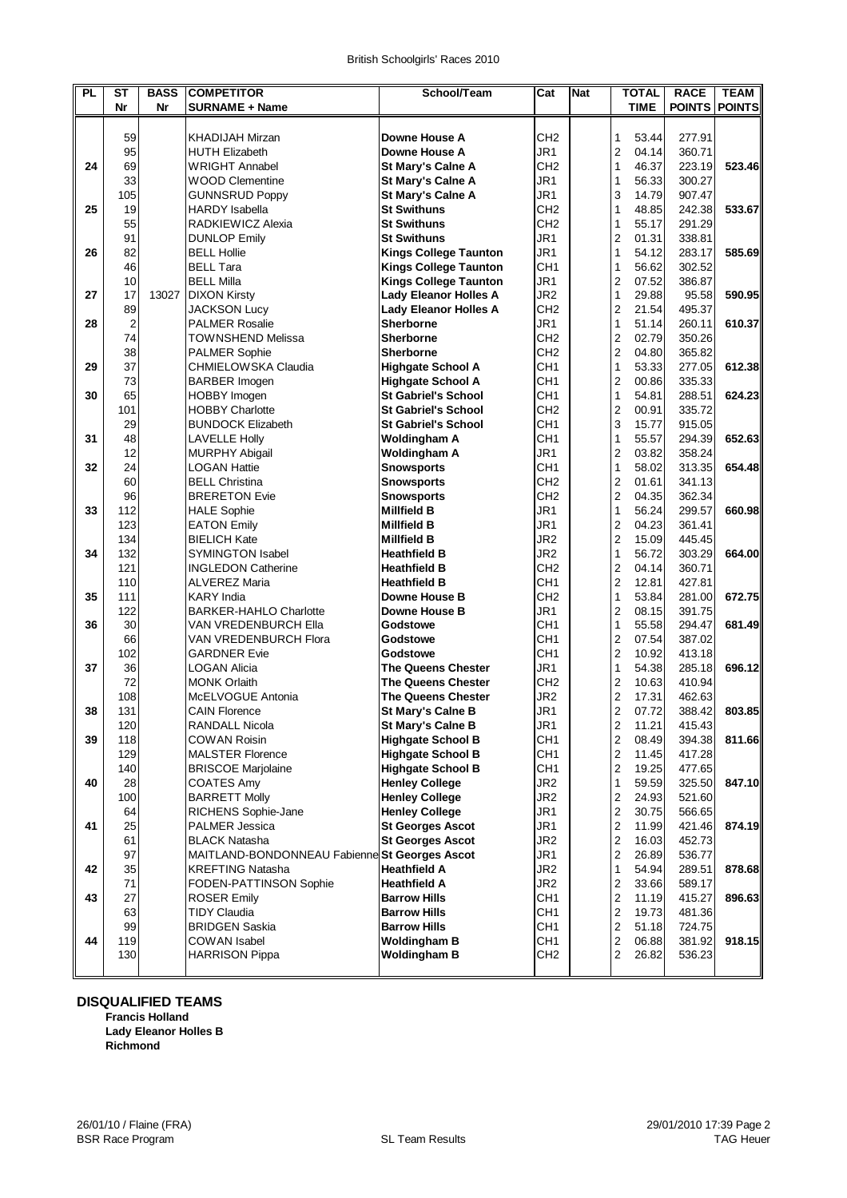British Schoolgirls' Races 2010

| PL | ST Nr | BASS Nr | COMPETITOR SURNAME + Name | School/Team | Cat | Nat | TOTAL TIME | RACE POINTS | TEAM POINTS |
|---|---|---|---|---|---|---|---|---|---|
| | 59 | | KHADIJAH Mirzan | Downe House A | CH2 | | 1 53.44 | 277.91 | |
| | 95 | | HUTH Elizabeth | Downe House A | JR1 | | 2 04.14 | 360.71 | |
| 24 | 69 | | WRIGHT Annabel | St Mary's Calne A | CH2 | | 1 46.37 | 223.19 | 523.46 |
| | 33 | | WOOD Clementine | St Mary's Calne A | JR1 | | 1 56.33 | 300.27 | |
| | 105 | | GUNNSRUD Poppy | St Mary's Calne A | JR1 | | 3 14.79 | 907.47 | |
| 25 | 19 | | HARDY Isabella | St Swithuns | CH2 | | 1 48.85 | 242.38 | 533.67 |
| | 55 | | RADKIEWICZ Alexia | St Swithuns | CH2 | | 1 55.17 | 291.29 | |
| | 91 | | DUNLOP Emily | St Swithuns | JR1 | | 2 01.31 | 338.81 | |
| 26 | 82 | | BELL Hollie | Kings College Taunton | JR1 | | 1 54.12 | 283.17 | 585.69 |
| | 46 | | BELL Tara | Kings College Taunton | CH1 | | 1 56.62 | 302.52 | |
| | 10 | | BELL Milla | Kings College Taunton | JR1 | | 2 07.52 | 386.87 | |
| 27 | 17 | 13027 | DIXON Kirsty | Lady Eleanor Holles A | JR2 | | 1 29.88 | 95.58 | 590.95 |
| | 89 | | JACKSON Lucy | Lady Eleanor Holles A | CH2 | | 2 21.54 | 495.37 | |
| 28 | 2 | | PALMER Rosalie | Sherborne | JR1 | | 1 51.14 | 260.11 | 610.37 |
| | 74 | | TOWNSHEND Melissa | Sherborne | CH2 | | 2 02.79 | 350.26 | |
| | 38 | | PALMER Sophie | Sherborne | CH2 | | 2 04.80 | 365.82 | |
| 29 | 37 | | CHMIELOWSKA Claudia | Highgate School A | CH1 | | 1 53.33 | 277.05 | 612.38 |
| | 73 | | BARBER Imogen | Highgate School A | CH1 | | 2 00.86 | 335.33 | |
| 30 | 65 | | HOBBY Imogen | St Gabriel's School | CH1 | | 1 54.81 | 288.51 | 624.23 |
| | 101 | | HOBBY Charlotte | St Gabriel's School | CH2 | | 2 00.91 | 335.72 | |
| | 29 | | BUNDOCK Elizabeth | St Gabriel's School | CH1 | | 3 15.77 | 915.05 | |
| 31 | 48 | | LAVELLE Holly | Woldingham A | CH1 | | 1 55.57 | 294.39 | 652.63 |
| | 12 | | MURPHY Abigail | Woldingham A | JR1 | | 2 03.82 | 358.24 | |
| 32 | 24 | | LOGAN Hattie | Snowsports | CH1 | | 1 58.02 | 313.35 | 654.48 |
| | 60 | | BELL Christina | Snowsports | CH2 | | 2 01.61 | 341.13 | |
| | 96 | | BRERETON Evie | Snowsports | CH2 | | 2 04.35 | 362.34 | |
| 33 | 112 | | HALE Sophie | Millfield B | JR1 | | 1 56.24 | 299.57 | 660.98 |
| | 123 | | EATON Emily | Millfield B | JR1 | | 2 04.23 | 361.41 | |
| | 134 | | BIELICH Kate | Millfield B | JR2 | | 2 15.09 | 445.45 | |
| 34 | 132 | | SYMINGTON Isabel | Heathfield B | JR2 | | 1 56.72 | 303.29 | 664.00 |
| | 121 | | INGLEDON Catherine | Heathfield B | CH2 | | 2 04.14 | 360.71 | |
| | 110 | | ALVEREZ Maria | Heathfield B | CH1 | | 2 12.81 | 427.81 | |
| 35 | 111 | | KARY India | Downe House B | CH2 | | 1 53.84 | 281.00 | 672.75 |
| | 122 | | BARKER-HAHLO Charlotte | Downe House B | JR1 | | 2 08.15 | 391.75 | |
| 36 | 30 | | VAN VREDENBURCH Ella | Godstowe | CH1 | | 1 55.58 | 294.47 | 681.49 |
| | 66 | | VAN VREDENBURCH Flora | Godstowe | CH1 | | 2 07.54 | 387.02 | |
| | 102 | | GARDNER Evie | Godstowe | CH1 | | 2 10.92 | 413.18 | |
| 37 | 36 | | LOGAN Alicia | The Queens Chester | JR1 | | 1 54.38 | 285.18 | 696.12 |
| | 72 | | MONK Orlaith | The Queens Chester | CH2 | | 2 10.63 | 410.94 | |
| | 108 | | McELVOGUE Antonia | The Queens Chester | JR2 | | 2 17.31 | 462.63 | |
| 38 | 131 | | CAIN Florence | St Mary's Calne B | JR1 | | 2 07.72 | 388.42 | 803.85 |
| | 120 | | RANDALL Nicola | St Mary's Calne B | JR1 | | 2 11.21 | 415.43 | |
| 39 | 118 | | COWAN Roisin | Highgate School B | CH1 | | 2 08.49 | 394.38 | 811.66 |
| | 129 | | MALSTER Florence | Highgate School B | CH1 | | 2 11.45 | 417.28 | |
| | 140 | | BRISCOE Marjolaine | Highgate School B | CH1 | | 2 19.25 | 477.65 | |
| 40 | 28 | | COATES Amy | Henley College | JR2 | | 1 59.59 | 325.50 | 847.10 |
| | 100 | | BARRETT Molly | Henley College | JR2 | | 2 24.93 | 521.60 | |
| | 64 | | RICHENS Sophie-Jane | Henley College | JR1 | | 2 30.75 | 566.65 | |
| 41 | 25 | | PALMER Jessica | St Georges Ascot | JR1 | | 2 11.99 | 421.46 | 874.19 |
| | 61 | | BLACK Natasha | St Georges Ascot | JR2 | | 2 16.03 | 452.73 | |
| | 97 | | MAITLAND-BONDONNEAU Fabienne | St Georges Ascot | JR1 | | 2 26.89 | 536.77 | |
| 42 | 35 | | KREFTING Natasha | Heathfield A | JR2 | | 1 54.94 | 289.51 | 878.68 |
| | 71 | | FODEN-PATTINSON Sophie | Heathfield A | JR2 | | 2 33.66 | 589.17 | |
| 43 | 27 | | ROSER Emily | Barrow Hills | CH1 | | 2 11.19 | 415.27 | 896.63 |
| | 63 | | TIDY Claudia | Barrow Hills | CH1 | | 2 19.73 | 481.36 | |
| | 99 | | BRIDGEN Saskia | Barrow Hills | CH1 | | 2 51.18 | 724.75 | |
| 44 | 119 | | COWAN Isabel | Woldingham B | CH1 | | 2 06.88 | 381.92 | 918.15 |
| | 130 | | HARRISON Pippa | Woldingham B | CH2 | | 2 26.82 | 536.23 | |

**DISQUALIFIED TEAMS**

**Francis Holland**
**Lady Eleanor Holles B**
**Richmond**

26/01/10 / Flaine (FRA)
BSR Race Program

SL Team Results

29/01/2010 17:39
TAG Heuer